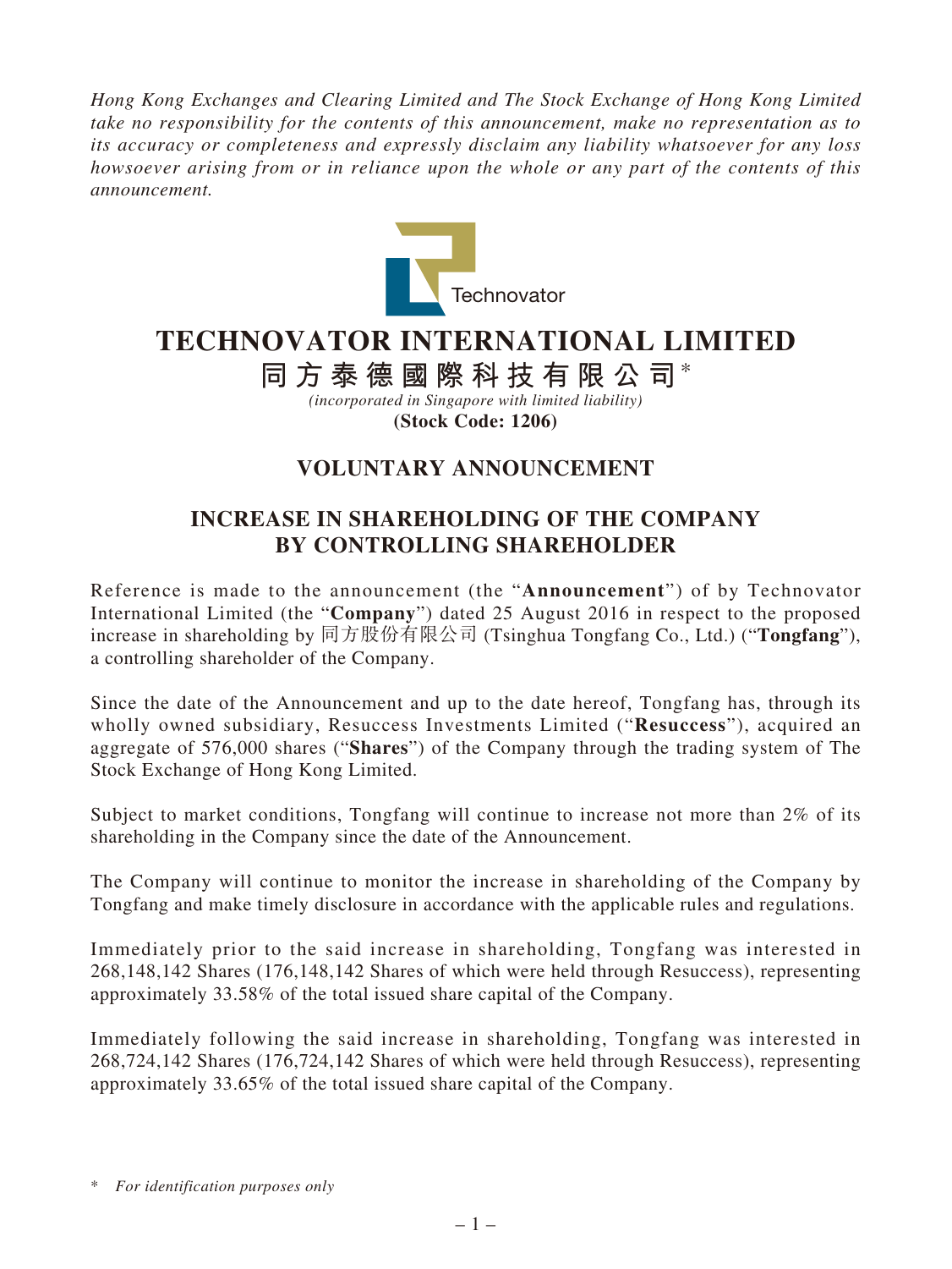*Hong Kong Exchanges and Clearing Limited and The Stock Exchange of Hong Kong Limited take no responsibility for the contents of this announcement, make no representation as to its accuracy or completeness and expressly disclaim any liability whatsoever for any loss howsoever arising from or in reliance upon the whole or any part of the contents of this announcement.*

Technovator

# TECHNOVATOR INTERNATIONAL LIMITED

# 同方泰德國際科技有限公司*

*(incorporated in Singapore with limited liability)*

**(Stock Code: 1206)**

## VOLUNTARY ANNOUNCEMENT

## INCREASE IN SHAREHOLDING OF THE COMPANY BY CONTROLLING SHAREHOLDER

Reference is made to the announcement (the "**Announcement**") of by Technovator International Limited (the "**Company**") dated 25 August 2016 in respect to the proposed increase in shareholding by 同方股份有限公司 (Tsinghua Tongfang Co., Ltd.) ("**Tongfang**"), a controlling shareholder of the Company.

Since the date of the Announcement and up to the date hereof, Tongfang has, through its wholly owned subsidiary, Resuccess Investments Limited ("**Resuccess**"), acquired an aggregate of 576,000 shares ("**Shares**") of the Company through the trading system of The Stock Exchange of Hong Kong Limited.

Subject to market conditions, Tongfang will continue to increase not more than 2% of its shareholding in the Company since the date of the Announcement.

The Company will continue to monitor the increase in shareholding of the Company by Tongfang and make timely disclosure in accordance with the applicable rules and regulations.

Immediately prior to the said increase in shareholding, Tongfang was interested in 268,148,142 Shares (176,148,142 Shares of which were held through Resuccess), representing approximately 33.58% of the total issued share capital of the Company.

Immediately following the said increase in shareholding, Tongfang was interested in 268,724,142 Shares (176,724,142 Shares of which were held through Resuccess), representing approximately 33.65% of the total issued share capital of the Company.

\* *For identification purposes only*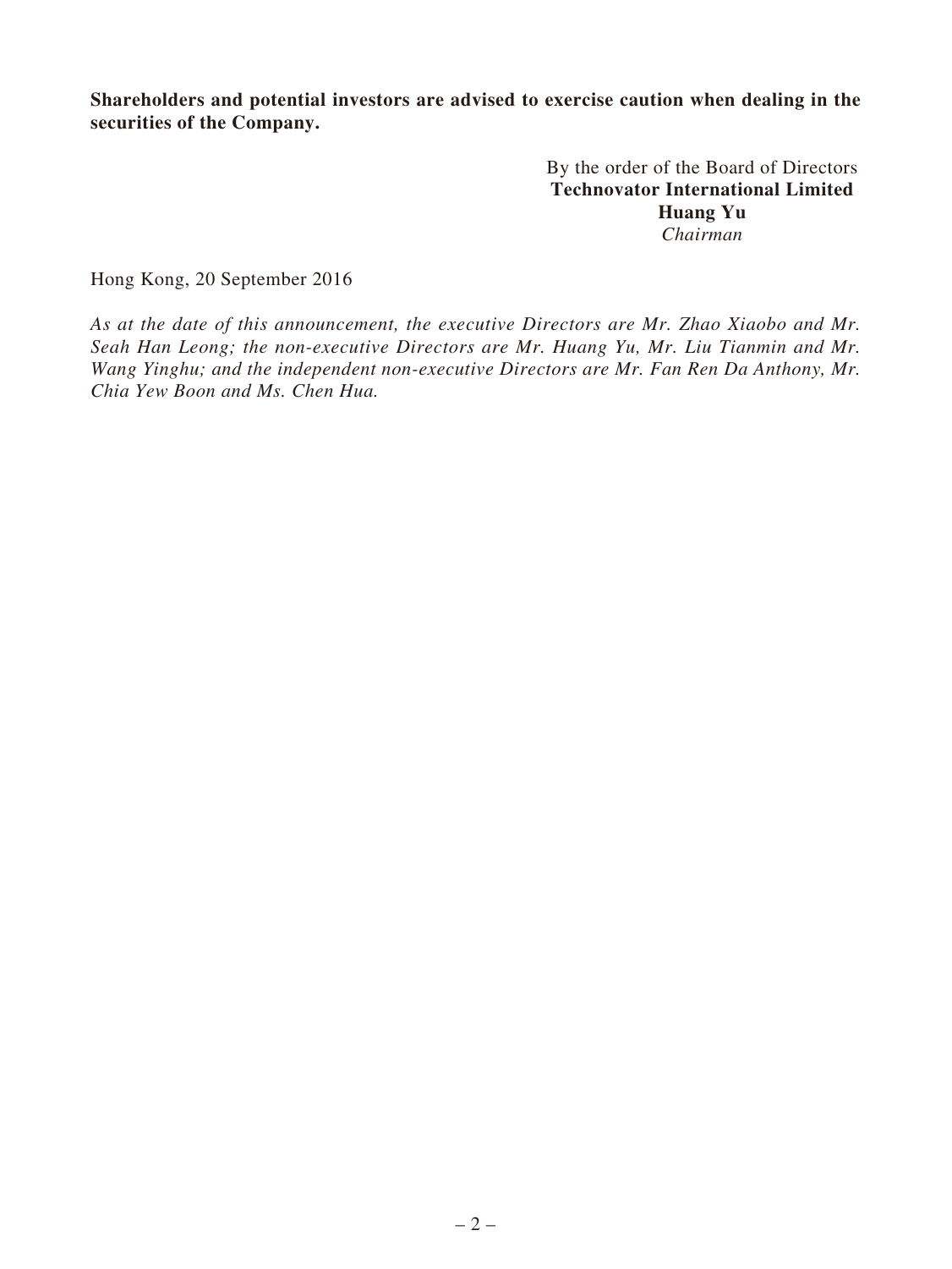**Shareholders and potential investors are advised to exercise caution when dealing in the securities of the Company.**

By the order of the Board of Directors
**Technovator International Limited**
**Huang Yu**
*Chairman*

Hong Kong, 20 September 2016

*As at the date of this announcement, the executive Directors are Mr. Zhao Xiaobo and Mr. Seah Han Leong; the non-executive Directors are Mr. Huang Yu, Mr. Liu Tianmin and Mr. Wang Yinghu; and the independent non-executive Directors are Mr. Fan Ren Da Anthony, Mr. Chia Yew Boon and Ms. Chen Hua.*